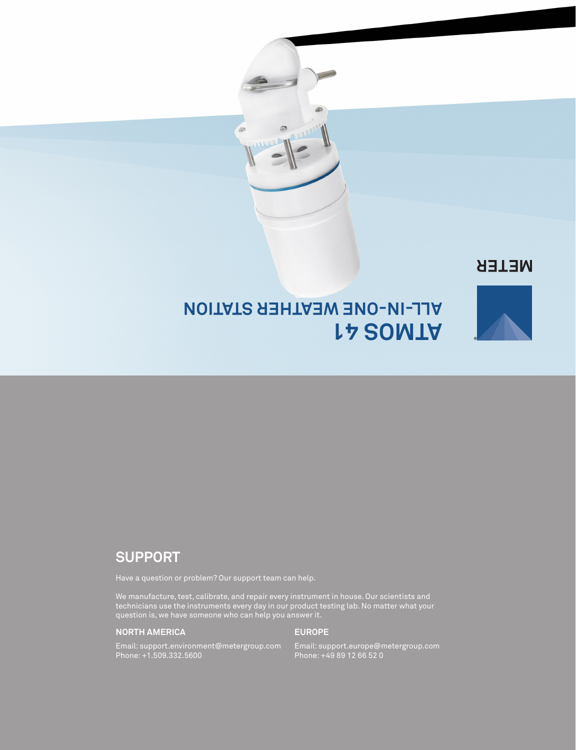METER

ATMOS 41

ALL-IN-ONE WEATHER STATION

## SUPPORT

Have a question or problem? Our support team can help.

We manufacture, test, calibrate, and repair every instrument in house. Our scientists and technicians use the instruments every day in our product testing lab. No matter what your question is, we have someone who can help you answer it.

### NORTH AMERICA

Email: support.environment@metergroup.com
Phone: +1.509.332.5600

### EUROPE

Email: support.europe@metergroup.com
Phone: +49 89 12 66 52 0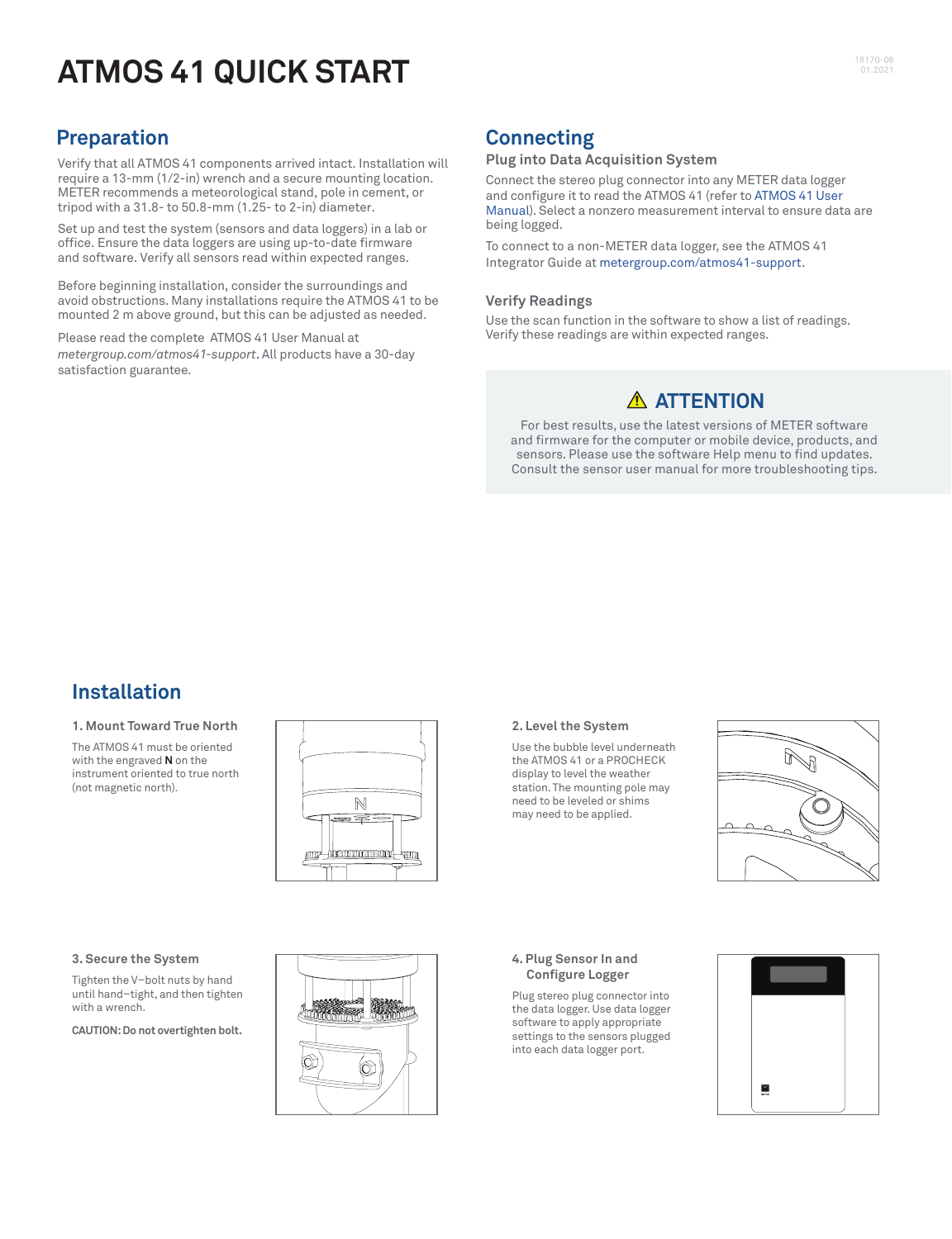# ATMOS 41 QUICK START

## Preparation

Verify that all ATMOS 41 components arrived intact. Installation will require a 13-mm (1/2-in) wrench and a secure mounting location. METER recommends a meteorological stand, pole in cement, or tripod with a 31.8- to 50.8-mm (1.25- to 2-in) diameter.

Set up and test the system (sensors and data loggers) in a lab or office. Ensure the data loggers are using up-to-date firmware and software. Verify all sensors read within expected ranges.

Before beginning installation, consider the surroundings and avoid obstructions. Many installations require the ATMOS 41 to be mounted 2 m above ground, but this can be adjusted as needed.

Please read the complete ATMOS 41 User Manual at *metergroup.com/atmos41-support*. All products have a 30-day satisfaction guarantee.

## Connecting

### Plug into Data Acquisition System

Connect the stereo plug connector into any METER data logger and configure it to read the ATMOS 41 (refer to ATMOS 41 User Manual). Select a nonzero measurement interval to ensure data are being logged.

To connect to a non-METER data logger, see the ATMOS 41 Integrator Guide at metergroup.com/atmos41-support.

### Verify Readings

Use the scan function in the software to show a list of readings. Verify these readings are within expected ranges.

### ⚠ ATTENTION

For best results, use the latest versions of METER software and firmware for the computer or mobile device, products, and sensors. Please use the software Help menu to find updates. Consult the sensor user manual for more troubleshooting tips.

## Installation

### 1. Mount Toward True North

The ATMOS 41 must be oriented with the engraved **N** on the instrument oriented to true north (not magnetic north).

### 2. Level the System

Use the bubble level underneath the ATMOS 41 or a PROCHECK display to level the weather station. The mounting pole may need to be leveled or shims may need to be applied.

### 3. Secure the System

Tighten the V–bolt nuts by hand until hand–tight, and then tighten with a wrench.

**CAUTION: Do not overtighten bolt.**

### 4. Plug Sensor In and Configure Logger

Plug stereo plug connector into the data logger. Use data logger software to apply appropriate settings to the sensors plugged into each data logger port.